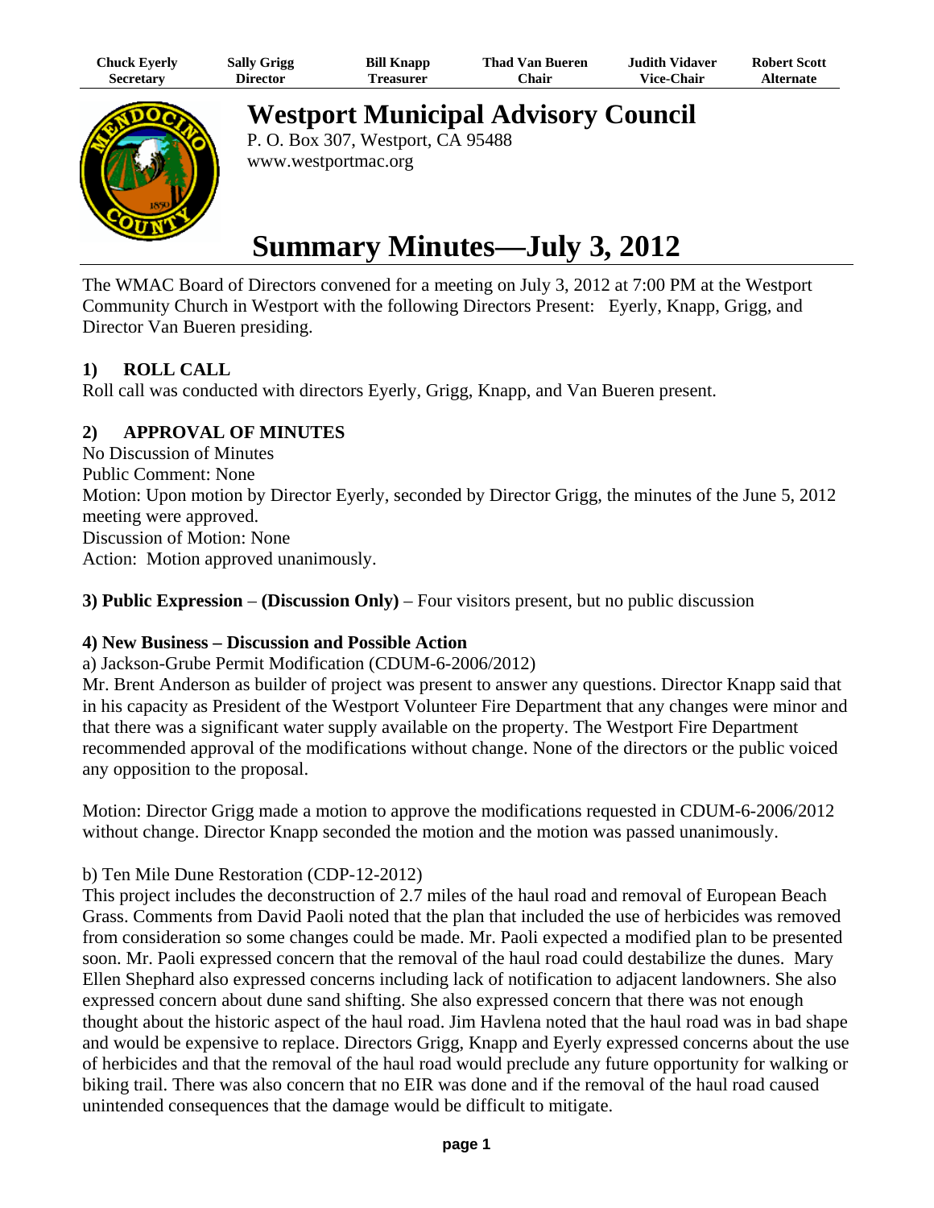| Chuck Everly Secretary | Sally Grigg Director | Bill Knapp Treasurer | Thad Van Bueren Chair | Judith Vidaver Vice-Chair | Robert Scott Alternate |
| --- | --- | --- | --- | --- | --- |

# Westport Municipal Advisory Council

P. O. Box 307, Westport, CA 95488
www.westportmac.org

# Summary Minutes—July 3, 2012

The WMAC Board of Directors convened for a meeting on July 3, 2012 at 7:00 PM at the Westport Community Church in Westport with the following Directors Present: Eyerly, Knapp, Grigg, and Director Van Bueren presiding.

## 1) ROLL CALL

Roll call was conducted with directors Eyerly, Grigg, Knapp, and Van Bueren present.

## 2) APPROVAL OF MINUTES

No Discussion of Minutes
Public Comment: None
Motion: Upon motion by Director Eyerly, seconded by Director Grigg, the minutes of the June 5, 2012 meeting were approved.
Discussion of Motion: None
Action: Motion approved unanimously.

**3) Public Expression – (Discussion Only)** – Four visitors present, but no public discussion

**4) New Business – Discussion and Possible Action**

a) Jackson-Grube Permit Modification (CDUM-6-2006/2012)

Mr. Brent Anderson as builder of project was present to answer any questions. Director Knapp said that in his capacity as President of the Westport Volunteer Fire Department that any changes were minor and that there was a significant water supply available on the property. The Westport Fire Department recommended approval of the modifications without change. None of the directors or the public voiced any opposition to the proposal.

Motion: Director Grigg made a motion to approve the modifications requested in CDUM-6-2006/2012 without change. Director Knapp seconded the motion and the motion was passed unanimously.

b) Ten Mile Dune Restoration (CDP-12-2012)

This project includes the deconstruction of 2.7 miles of the haul road and removal of European Beach Grass. Comments from David Paoli noted that the plan that included the use of herbicides was removed from consideration so some changes could be made. Mr. Paoli expected a modified plan to be presented soon. Mr. Paoli expressed concern that the removal of the haul road could destabilize the dunes. Mary Ellen Shephard also expressed concerns including lack of notification to adjacent landowners. She also expressed concern about dune sand shifting. She also expressed concern that there was not enough thought about the historic aspect of the haul road. Jim Havlena noted that the haul road was in bad shape and would be expensive to replace. Directors Grigg, Knapp and Eyerly expressed concerns about the use of herbicides and that the removal of the haul road would preclude any future opportunity for walking or biking trail. There was also concern that no EIR was done and if the removal of the haul road caused unintended consequences that the damage would be difficult to mitigate.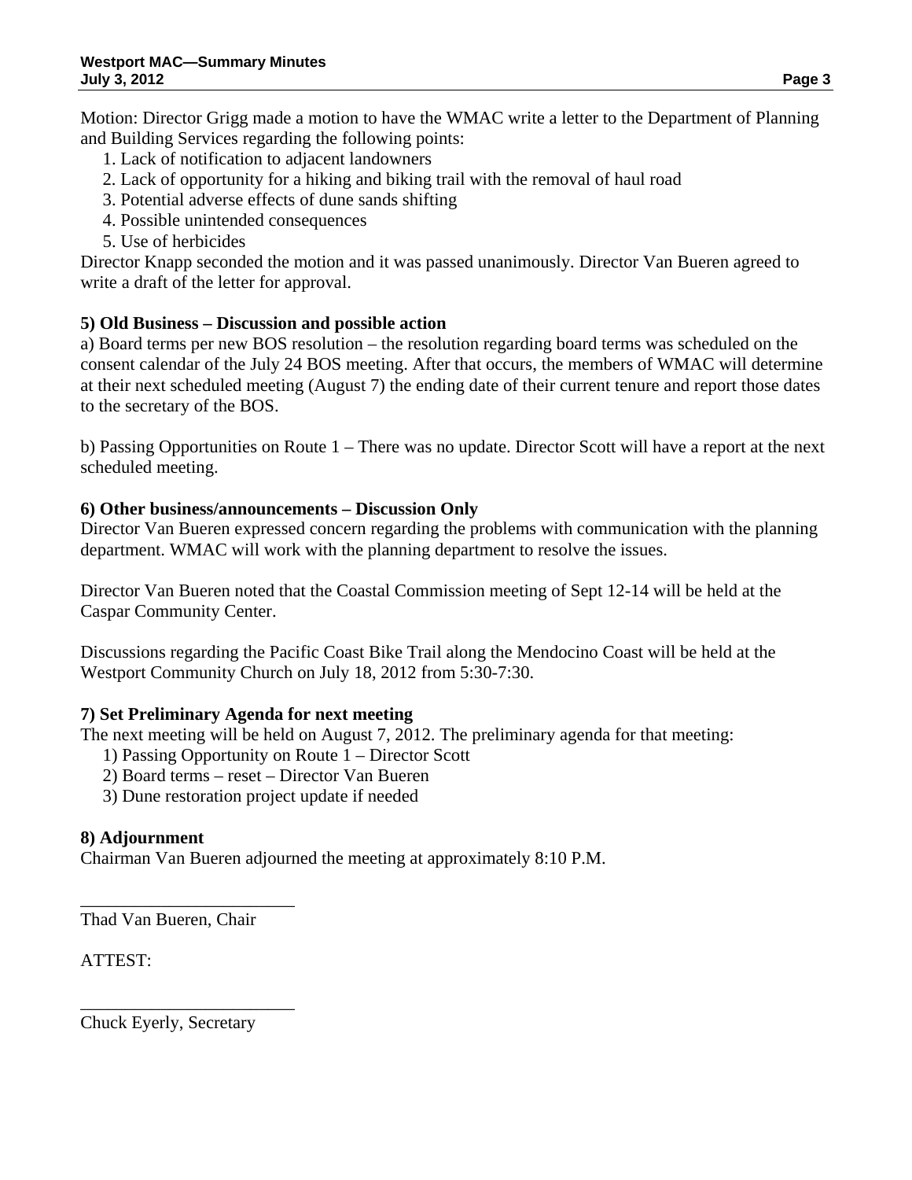Motion: Director Grigg made a motion to have the WMAC write a letter to the Department of Planning and Building Services regarding the following points:

1. Lack of notification to adjacent landowners
2. Lack of opportunity for a hiking and biking trail with the removal of haul road
3. Potential adverse effects of dune sands shifting
4. Possible unintended consequences
5. Use of herbicides

Director Knapp seconded the motion and it was passed unanimously. Director Van Bueren agreed to write a draft of the letter for approval.

**5) Old Business – Discussion and possible action**

a) Board terms per new BOS resolution – the resolution regarding board terms was scheduled on the consent calendar of the July 24 BOS meeting. After that occurs, the members of WMAC will determine at their next scheduled meeting (August 7) the ending date of their current tenure and report those dates to the secretary of the BOS.

b) Passing Opportunities on Route 1 – There was no update. Director Scott will have a report at the next scheduled meeting.

**6) Other business/announcements – Discussion Only**

Director Van Bueren expressed concern regarding the problems with communication with the planning department. WMAC will work with the planning department to resolve the issues.

Director Van Bueren noted that the Coastal Commission meeting of Sept 12-14 will be held at the Caspar Community Center.

Discussions regarding the Pacific Coast Bike Trail along the Mendocino Coast will be held at the Westport Community Church on July 18, 2012 from 5:30-7:30.

**7) Set Preliminary Agenda for next meeting**

The next meeting will be held on August 7, 2012. The preliminary agenda for that meeting:

1) Passing Opportunity on Route 1 – Director Scott
2) Board terms – reset – Director Van Bueren
3) Dune restoration project update if needed

**8) Adjournment**

Chairman Van Bueren adjourned the meeting at approximately 8:10 P.M.

________________________

Thad Van Bueren, Chair

ATTEST:

________________________

Chuck Eyerly, Secretary